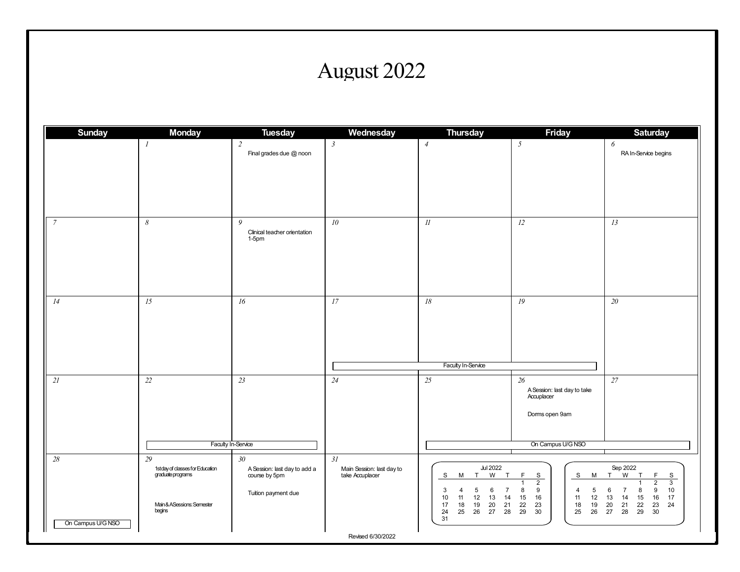# August 2022

| Sunday | Monday | Tuesday | Wednesday | Thursday | Friday | Saturday |
|---|---|---|---|---|---|---|
| | 1 | 2<br>Final grades due @ noon | 3 | 4 | 5 | 6<br>RA In-Service begins |
| 7 | 8 | 9<br>Clinical teacher orientation 1-5pm | 10 | 11 | 12 | 13 |
| 14 | 15 | 16 | 17<br>Faculty In-Service | 18<br>Faculty In-Service | 19<br>Faculty In-Service | 20 |
| 21 | 22<br>Faculty In-Service | 23<br>Faculty In-Service | 24 | 25<br>On Campus U/G NSO | 26<br>A Session: last day to take Accuplacer<br>Dorms open 9am<br>On Campus U/G NSO | 27<br>On Campus U/G NSO |
| 28<br>On Campus U/G NSO | 29<br>1st day of classes for Education graduate programs<br>Main & A Sessions: Semester begins | 30<br>A Session: last day to add a course by 5pm<br>Tuition payment due | 31<br>Main Session: last day to take Accuplacer | | | |

**Jul 2022**

| S | M | T | W | T | F | S |
|---|---|---|---|---|---|---|
| | | | | | 1 | 2 |
| 3 | 4 | 5 | 6 | 7 | 8 | 9 |
| 10 | 11 | 12 | 13 | 14 | 15 | 16 |
| 17 | 18 | 19 | 20 | 21 | 22 | 23 |
| 24 | 25 | 26 | 27 | 28 | 29 | 30 |
| 31 | | | | | | |

**Sep 2022**

| S | M | T | W | T | F | S |
|---|---|---|---|---|---|---|
| | | | | 1 | 2 | 3 |
| 4 | 5 | 6 | 7 | 8 | 9 | 10 |
| 11 | 12 | 13 | 14 | 15 | 16 | 17 |
| 18 | 19 | 20 | 21 | 22 | 23 | 24 |
| 25 | 26 | 27 | 28 | 29 | 30 | |

Revised 6/30/2022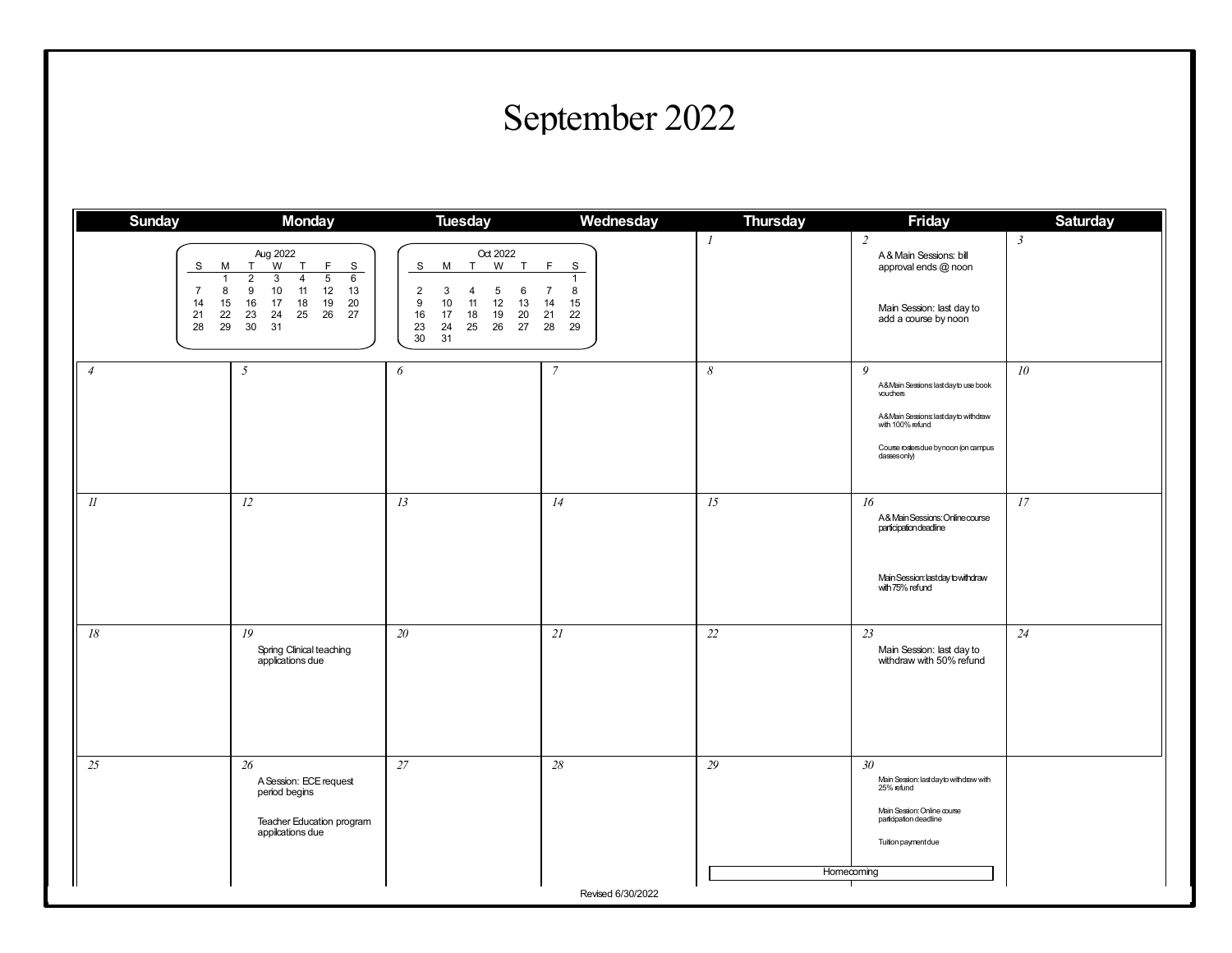# September 2022

| Sunday | Monday | Tuesday | Wednesday | Thursday | Friday | Saturday |
|---|---|---|---|---|---|---|
| | | | | 1 | 2<br>A & Main Sessions: bill approval ends @ noon<br><br>Main Session: last day to add a course by noon | 3 |
| 4 | 5 | 6 | 7 | 8 | 9<br>A&Main Sessions last day to use book vouchers<br><br>A&Main Sessions last day to withdraw with 100% refund<br><br>Course rosters due by noon (on campus classes only) | 10 |
| 11 | 12 | 13 | 14 | 15 | 16<br>A & Main Sessions: Online course participation deadline<br><br>Main Session: last day to withdraw with 75% refund | 17 |
| 18 | 19<br>Spring Clinical teaching applications due | 20 | 21 | 22 | 23<br>Main Session: last day to withdraw with 50% refund | 24 |
| 25 | 26<br>A Session: ECE request period begins<br><br>Teacher Education program applications due | 27 | 28 | 29<br>Homecoming | 30<br>Main Session: last day to withdraw with 25% refund<br><br>Main Session: Online course participation deadline<br><br>Tuition payment due<br><br>Homecoming | |

**Aug 2022**

| S | M | T | W | T | F | S |
|---|---|---|---|---|---|---|
| | 1 | 2 | 3 | 4 | 5 | 6 |
| 7 | 8 | 9 | 10 | 11 | 12 | 13 |
| 14 | 15 | 16 | 17 | 18 | 19 | 20 |
| 21 | 22 | 23 | 24 | 25 | 26 | 27 |
| 28 | 29 | 30 | 31 | | | |

**Oct 2022**

| S | M | T | W | T | F | S |
|---|---|---|---|---|---|---|
| | | | | | | 1 |
| 2 | 3 | 4 | 5 | 6 | 7 | 8 |
| 9 | 10 | 11 | 12 | 13 | 14 | 15 |
| 16 | 17 | 18 | 19 | 20 | 21 | 22 |
| 23 | 24 | 25 | 26 | 27 | 28 | 29 |
| 30 | 31 | | | | | |

Revised 6/30/2022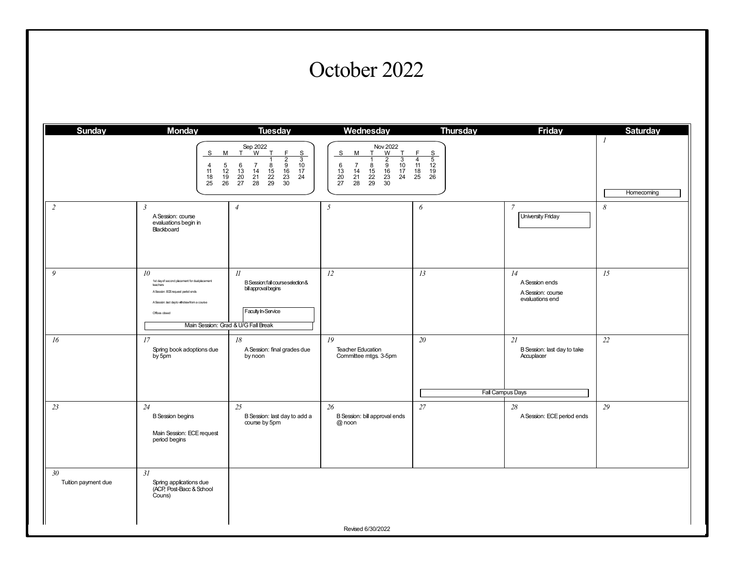# October 2022

| Sunday | Monday | Tuesday | Wednesday | Thursday | Friday | Saturday |
|---|---|---|---|---|---|---|
| | | | | | | 1<br>Homecoming |
| 2 | 3<br>A Session: course evaluations begin in Blackboard | 4 | 5 | 6 | 7<br>University Friday | 8 |
| 9 | 10<br>1st day of second placement for dual placement teachers<br>A Session: ECE request period ends<br>A Session: last day to withdraw from a course<br>Offices closed<br>Main Session: Grad & U/G Fall Break | 11<br>B Session: fall course selection & bill approval begins<br>Faculty In-Service<br>Main Session: Grad & U/G Fall Break | 12 | 13 | 14<br>A Session ends<br>A Session: course evaluations end | 15 |
| 16 | 17<br>Spring book adoptions due by 5pm | 18<br>A Session: final grades due by noon | 19<br>Teacher Education Committee mtgs. 3-5pm | 20<br>Fall Campus Days | 21<br>B Session: last day to take Accuplacer<br>Fall Campus Days | 22 |
| 23 | 24<br>B Session begins<br>Main Session: ECE request period begins | 25<br>B Session: last day to add a course by 5pm | 26<br>B Session: bill approval ends @ noon | 27 | 28<br>A Session: ECE period ends | 29 |
| 30<br>Tuition payment due | 31<br>Spring applications due (ACP, Post-Bacc & School Couns) | | | | | |

**Sep 2022**

| S | M | T | W | T | F | S |
|---|---|---|---|---|---|---|
| | | | | 1 | 2 | 3 |
| 4 | 5 | 6 | 7 | 8 | 9 | 10 |
| 11 | 12 | 13 | 14 | 15 | 16 | 17 |
| 18 | 19 | 20 | 21 | 22 | 23 | 24 |
| 25 | 26 | 27 | 28 | 29 | 30 | |

**Nov 2022**

| S | M | T | W | T | F | S |
|---|---|---|---|---|---|---|
| | | 1 | 2 | 3 | 4 | 5 |
| 6 | 7 | 8 | 9 | 10 | 11 | 12 |
| 13 | 14 | 15 | 16 | 17 | 18 | 19 |
| 20 | 21 | 22 | 23 | 24 | 25 | 26 |
| 27 | 28 | 29 | 30 | | | |

Revised 6/30/2022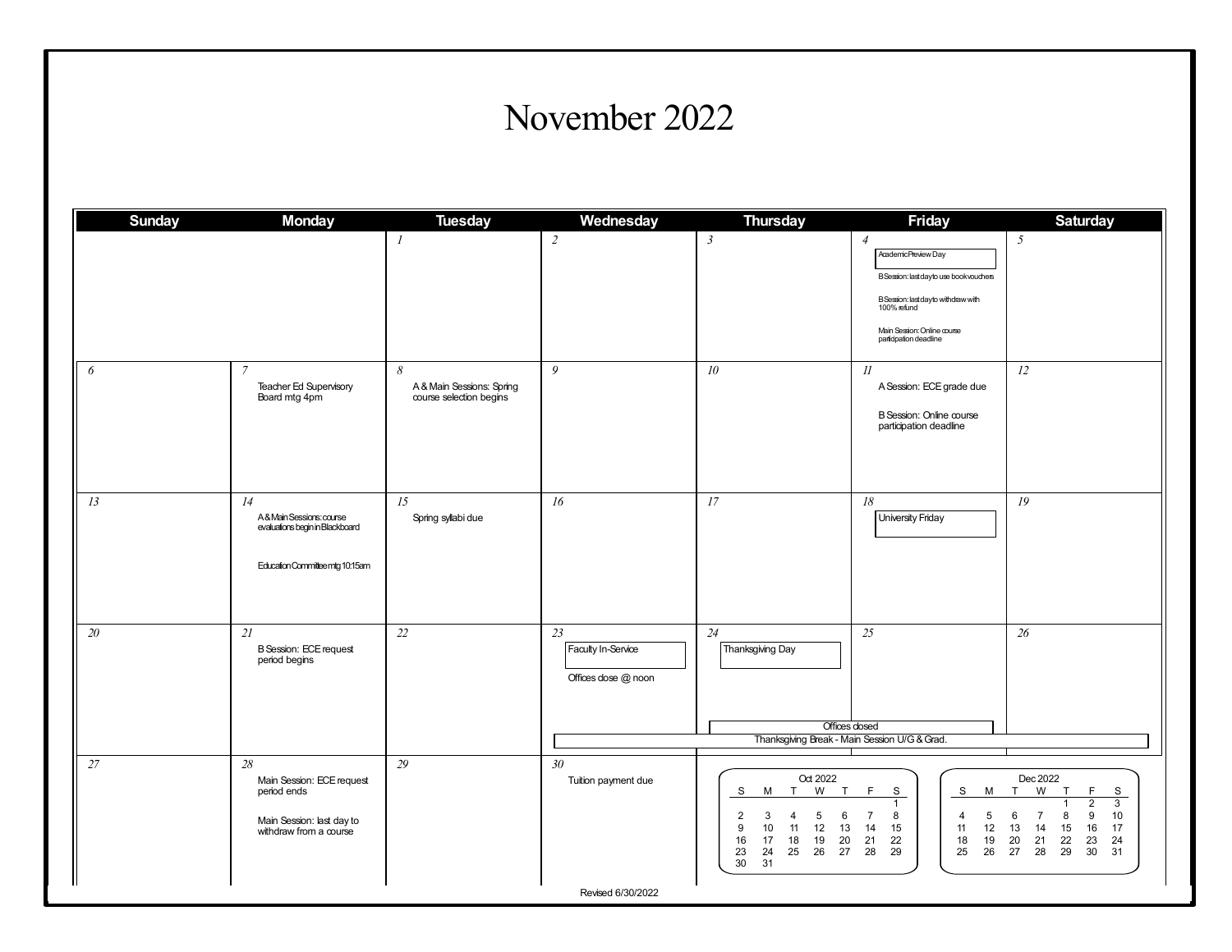# November 2022

| Sunday | Monday | Tuesday | Wednesday | Thursday | Friday | Saturday |
|---|---|---|---|---|---|---|
| | | 1 | 2 | 3 | 4<br>Academic Preview Day<br>B Session: last day to use book vouchers<br>B Session: last day to withdraw with 100% refund<br>Main Session: Online course participation deadline | 5 |
| 6 | 7<br>Teacher Ed Supervisory Board mtg 4pm | 8<br>A & Main Sessions: Spring course selection begins | 9 | 10 | 11<br>A Session: ECE grade due<br>B Session: Online course participation deadline | 12 |
| 13 | 14<br>A & Main Sessions: course evaluations begin in Blackboard<br>Education Committee mtg 10:15am | 15<br>Spring syllabi due | 16 | 17 | 18<br>University Friday | 19 |
| 20 | 21<br>B Session: ECE request period begins | 22 | 23<br>Faculty In-Service<br>Offices close @ noon<br>Thanksgiving Break - Main Session U/G & Grad. | 24<br>Thanksgiving Day<br>Offices closed<br>Thanksgiving Break - Main Session U/G & Grad. | 25<br>Offices closed<br>Thanksgiving Break - Main Session U/G & Grad. | 26<br>Thanksgiving Break - Main Session U/G & Grad. |
| 27 | 28<br>Main Session: ECE request period ends<br>Main Session: last day to withdraw from a course | 29 | 30<br>Tuition payment due | | | |

**Oct 2022**

| S | M | T | W | T | F | S |
|---|---|---|---|---|---|---|
| | | | | | | 1 |
| 2 | 3 | 4 | 5 | 6 | 7 | 8 |
| 9 | 10 | 11 | 12 | 13 | 14 | 15 |
| 16 | 17 | 18 | 19 | 20 | 21 | 22 |
| 23 | 24 | 25 | 26 | 27 | 28 | 29 |
| 30 | 31 | | | | | |

**Dec 2022**

| S | M | T | W | T | F | S |
|---|---|---|---|---|---|---|
| | | | | 1 | 2 | 3 |
| 4 | 5 | 6 | 7 | 8 | 9 | 10 |
| 11 | 12 | 13 | 14 | 15 | 16 | 17 |
| 18 | 19 | 20 | 21 | 22 | 23 | 24 |
| 25 | 26 | 27 | 28 | 29 | 30 | 31 |

Revised 6/30/2022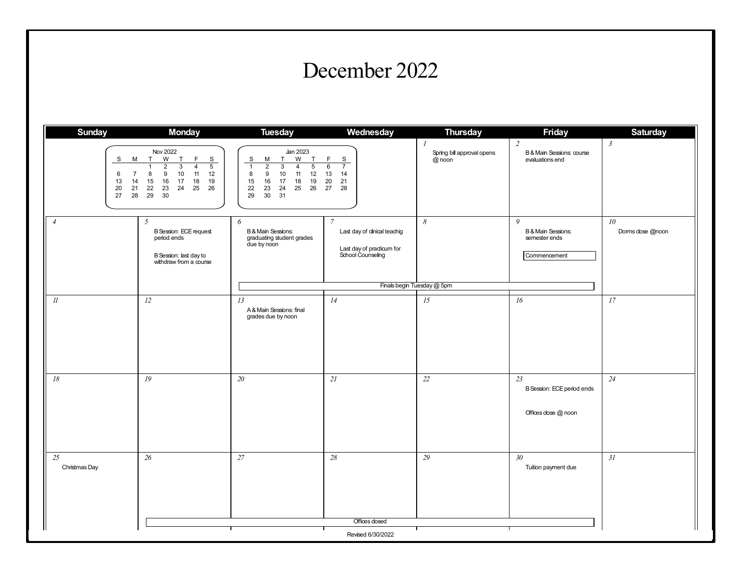# December 2022

| Sunday | Monday | Tuesday | Wednesday | Thursday | Friday | Saturday |
|---|---|---|---|---|---|---|
| | | | | 1<br>Spring bill approval opens @ noon | 2<br>B & Main Sessions: course evaluations end | 3 |
| 4 | 5<br>B Session: ECE request period ends<br><br>B Session: last day to withdraw from a course | 6<br>B & Main Sessions: graduating student grades due by noon<br><br>Finals begin Tuesday @ 5pm | 7<br>Last day of clinical teachig<br><br>Last day of practicum for School Counseling | 8 | 9<br>B & Main Sessions: semester ends<br><br>Commencement | 10<br>Dorms close @noon |
| 11 | 12 | 13<br>A & Main Sessions: final grades due by noon | 14 | 15 | 16 | 17 |
| 18 | 19 | 20 | 21 | 22 | 23<br>B Session: ECE period ends<br><br>Offices close @ noon | 24 |
| 25<br>Christmas Day | 26<br>Offices closed | 27 | 28 | 29 | 30<br>Tuesday payment due | 31 |

**Nov 2022**

| S | M | T | W | T | F | S |
|---|---|---|---|---|---|---|
| | | 1 | 2 | 3 | 4 | 5 |
| 6 | 7 | 8 | 9 | 10 | 11 | 12 |
| 13 | 14 | 15 | 16 | 17 | 18 | 19 |
| 20 | 21 | 22 | 23 | 24 | 25 | 26 |
| 27 | 28 | 29 | 30 | | | |

**Jan 2023**

| S | M | T | W | T | F | S |
|---|---|---|---|---|---|---|
| 1 | 2 | 3 | 4 | 5 | 6 | 7 |
| 8 | 9 | 10 | 11 | 12 | 13 | 14 |
| 15 | 16 | 17 | 18 | 19 | 20 | 21 |
| 22 | 23 | 24 | 25 | 26 | 27 | 28 |
| 29 | 30 | 31 | | | | |

Revised 6/30/2022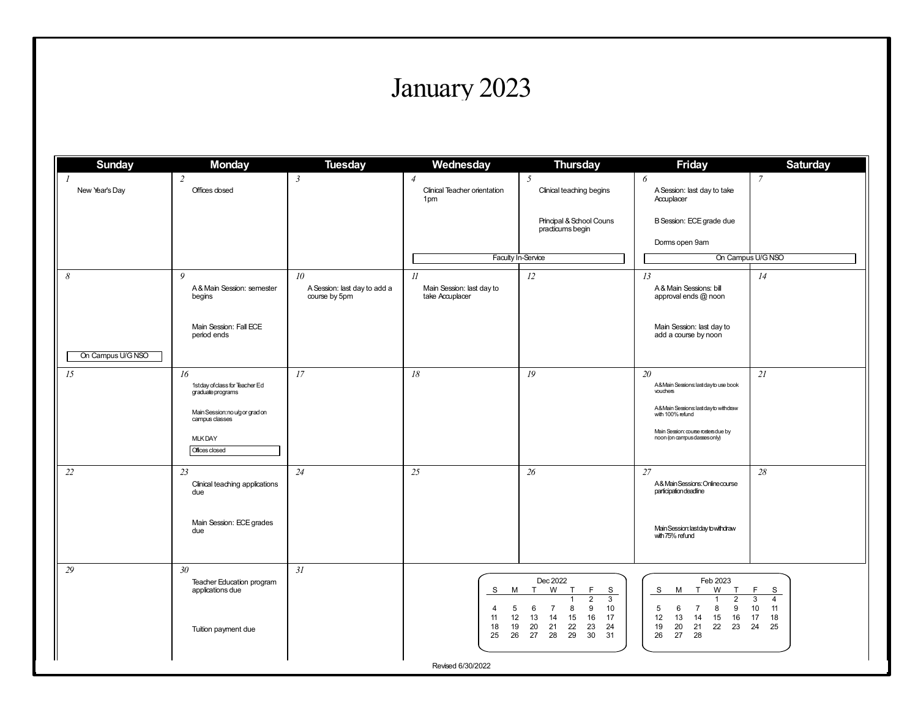# January 2023

| Sunday | Monday | Tuesday | Wednesday | Thursday | Friday | Saturday |
| --- | --- | --- | --- | --- | --- | --- |
| 1 New Year's Day | 2 Offices closed | 3 | 4 Clinical Teacher orientation 1pm; Faculty In-Service | 5 Clinical teaching begins; Principal & School Couns practicums begin; Faculty In-Service | 6 A Session: last day to take Accuplacer; B Session: ECE grade due; Dorms open 9am; On Campus U/G NSO | 7 On Campus U/G NSO |
| 8 On Campus U/G NSO | 9 A & Main Session: semester begins; Main Session: Fall ECE period ends | 10 A Session: last day to add a course by 5pm | 11 Main Session: last day to take Accuplacer | 12 | 13 A & Main Sessions: bill approval ends @ noon; Main Session: last day to add a course by noon | 14 |
| 15 | 16 1st day of class for Teacher Ed graduate programs; Main Session: no u/g or grad on campus classes; MLK DAY; Offices closed | 17 | 18 | 19 | 20 A & Main Sessions: last day to use book vouchers; A & Main Sessions: last day to withdraw with 100% refund; Main Session: course rosters due by noon (on campus classes only) | 21 |
| 22 | 23 Clinical teaching applications due; Main Session: ECE grades due | 24 | 25 | 26 | 27 A & Main Sessions: Online course participation deadline; Main Session: last day to withdraw with 75% refund | 28 |
| 29 | 30 Teacher Education program applications due; Tuition payment due | 31 | | | | |

**Dec 2022**

| S | M | T | W | T | F | S |
| --- | --- | --- | --- | --- | --- | --- |
| | | | | 1 | 2 | 3 |
| 4 | 5 | 6 | 7 | 8 | 9 | 10 |
| 11 | 12 | 13 | 14 | 15 | 16 | 17 |
| 18 | 19 | 20 | 21 | 22 | 23 | 24 |
| 25 | 26 | 27 | 28 | 29 | 30 | 31 |

**Feb 2023**

| S | M | T | W | T | F | S |
| --- | --- | --- | --- | --- | --- | --- |
| | | | 1 | 2 | 3 | 4 |
| 5 | 6 | 7 | 8 | 9 | 10 | 11 |
| 12 | 13 | 14 | 15 | 16 | 17 | 18 |
| 19 | 20 | 21 | 22 | 23 | 24 | 25 |
| 26 | 27 | 28 | | | | |

Revised 6/30/2022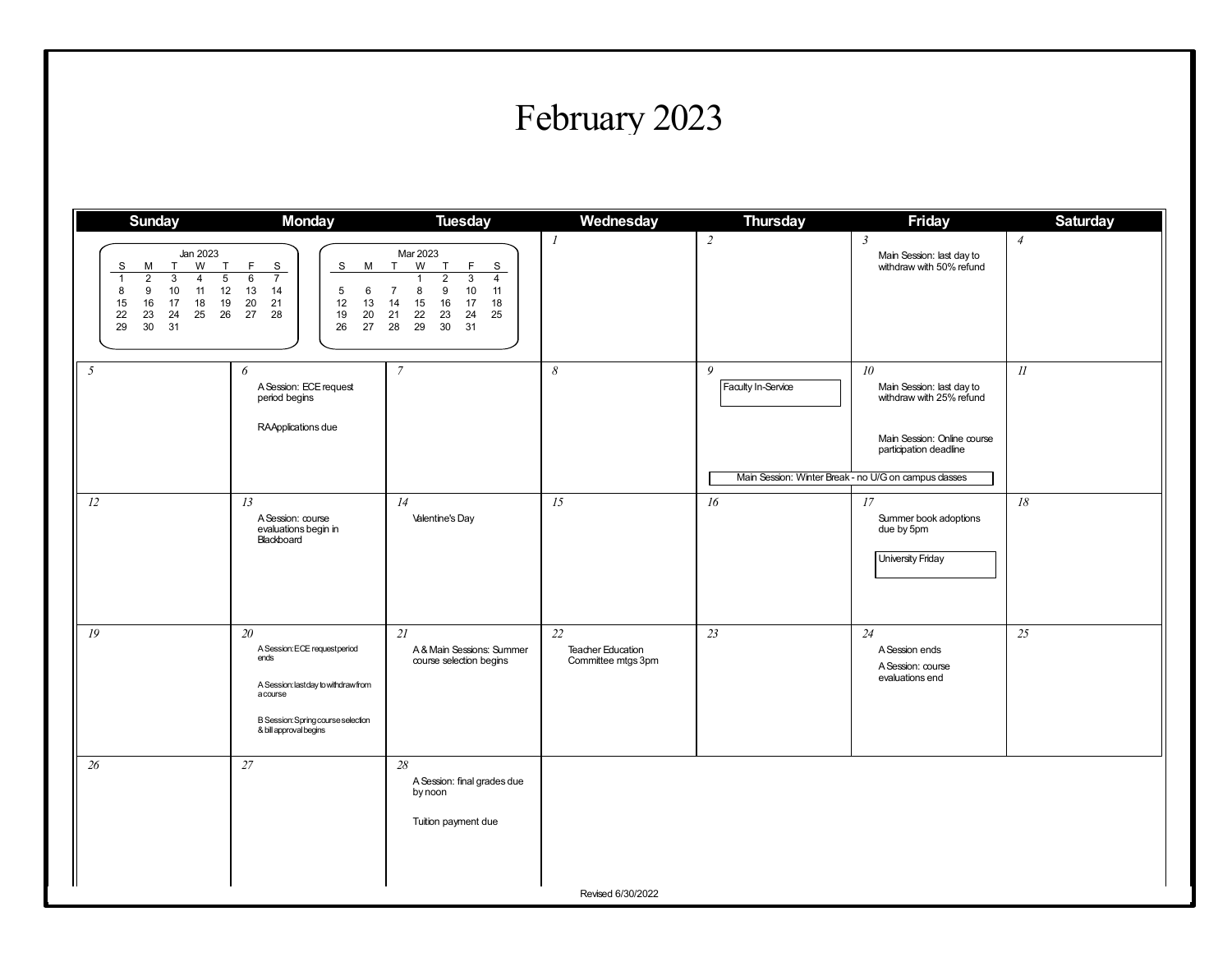# February 2023

| Sunday | Monday | Tuesday | Wednesday | Thursday | Friday | Saturday |
|---|---|---|---|---|---|---|
| | | | 1 | 2 | 3<br>Main Session: last day to withdraw with 50% refund | 4 |
| 5 | 6<br>A Session: ECE request period begins<br><br>RA Applications due | 7 | 8 | 9<br>Faculty In-Service<br><br>Main Session: Winter Break - no U/G on campus classes | 10<br>Main Session: last day to withdraw with 25% refund<br><br>Main Session: Online course participation deadline<br><br>Main Session: Winter Break - no U/G on campus classes | 11 |
| 12 | 13<br>A Session: course evaluations begin in Blackboard | 14<br>Valentine's Day | 15 | 16 | 17<br>Summer book adoptions due by 5pm<br><br>University Friday | 18 |
| 19 | 20<br>A Session: ECE request period ends<br><br>A Session: last day to withdraw from a course<br><br>B Session: Spring course selection & bill approval begins | 21<br>A & Main Sessions: Summer course selection begins | 22<br>Teacher Education Committee mtgs 3pm | 23 | 24<br>A Session ends<br><br>A Session: course evaluations end | 25 |
| 26 | 27 | 28<br>A Session: final grades due by noon<br><br>Tuition payment due | | | | |

**Jan 2023**

| S | M | T | W | T | F | S |
|---|---|---|---|---|---|---|
| 1 | 2 | 3 | 4 | 5 | 6 | 7 |
| 8 | 9 | 10 | 11 | 12 | 13 | 14 |
| 15 | 16 | 17 | 18 | 19 | 20 | 21 |
| 22 | 23 | 24 | 25 | 26 | 27 | 28 |
| 29 | 30 | 31 | | | | |

**Mar 2023**

| S | M | T | W | T | F | S |
|---|---|---|---|---|---|---|
| | | | 1 | 2 | 3 | 4 |
| 5 | 6 | 7 | 8 | 9 | 10 | 11 |
| 12 | 13 | 14 | 15 | 16 | 17 | 18 |
| 19 | 20 | 21 | 22 | 23 | 24 | 25 |
| 26 | 27 | 28 | 29 | 30 | 31 | |

Revised 6/30/2022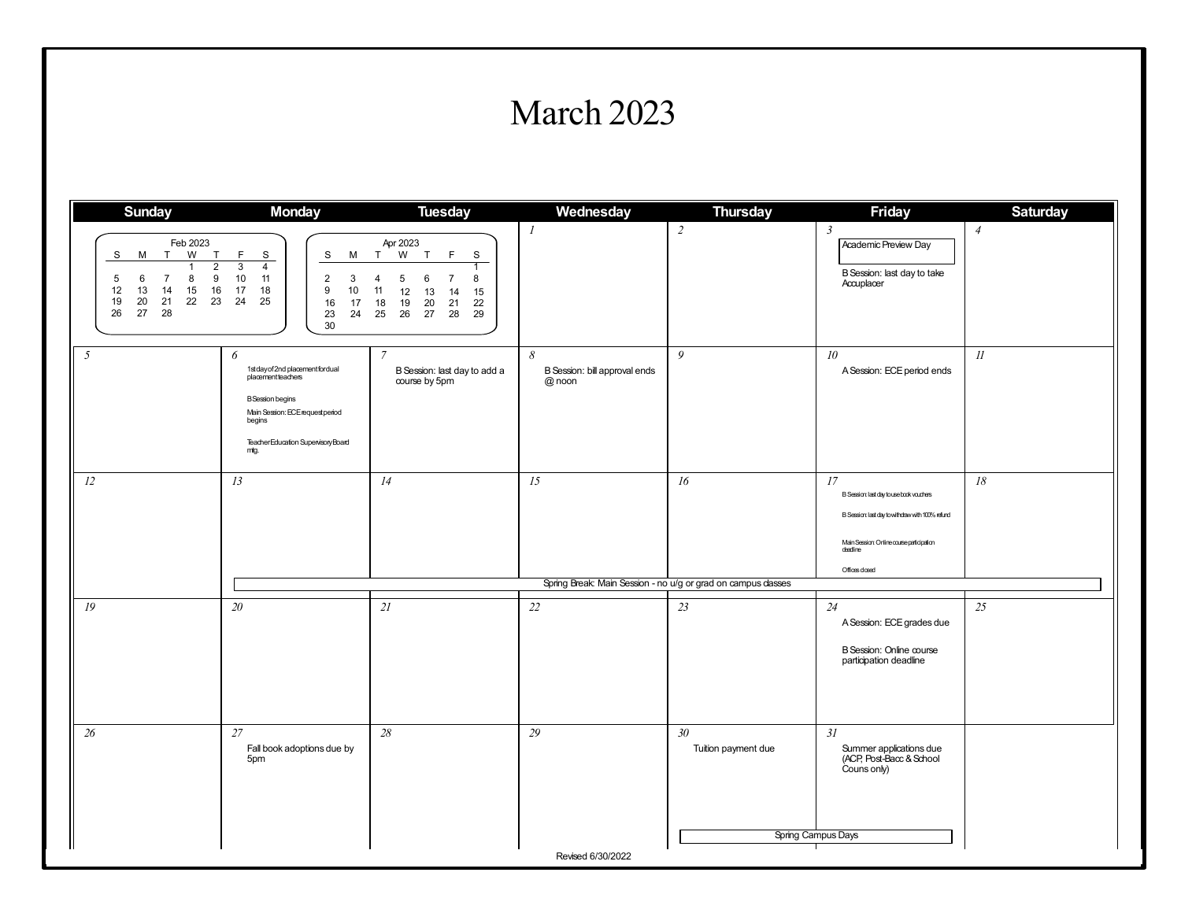# March 2023

| Sunday | Monday | Tuesday | Wednesday | Thursday | Friday | Saturday |
|---|---|---|---|---|---|---|
| Feb 2023 (mini calendar) | Apr 2023 (mini calendar) | | 1 | 2 | 3 Academic Preview Day<br>B Session: last day to take Accuplacer | 4 |
| 5 | 6 1st day of 2nd placement for dual placement teachers<br>B Session begins<br>Main Session: ECE request period begins<br>Teacher Education Supervisory Board mtg. | 7 B Session: last day to add a course by 5pm | 8 B Session: bill approval ends @ noon | 9 | 10 A Session: ECE period ends | 11 |
| 12 | 13 | 14 | 15 | 16 | 17 B Session: last day to use book vouchers<br>B Session: last day to withdraw with 100% refund<br>Main Session: Online course participation deadline<br>Offices closed | 18 |
| | Spring Break: Main Session - no u/g or grad on campus classes (13–17) | | | | | |
| 19 | 20 | 21 | 22 | 23 | 24 A Session: ECE grades due<br>B Session: Online course participation deadline | 25 |
| 26 | 27 Fall book adoptions due by 5pm | 28 | 29 | 30 Tuition payment due | 31 Summer applications due (ACP, Post-Bacc & School Couns only) | |
| | | | | Spring Campus Days (30–31) | | |

**Feb 2023**

| S | M | T | W | T | F | S |
|---|---|---|---|---|---|---|
| | | | 1 | 2 | 3 | 4 |
| 5 | 6 | 7 | 8 | 9 | 10 | 11 |
| 12 | 13 | 14 | 15 | 16 | 17 | 18 |
| 19 | 20 | 21 | 22 | 23 | 24 | 25 |
| 26 | 27 | 28 | | | | |

**Apr 2023**

| S | M | T | W | T | F | S |
|---|---|---|---|---|---|---|
| | | | | | | 1 |
| 2 | 3 | 4 | 5 | 6 | 7 | 8 |
| 9 | 10 | 11 | 12 | 13 | 14 | 15 |
| 16 | 17 | 18 | 19 | 20 | 21 | 22 |
| 23 | 24 | 25 | 26 | 27 | 28 | 29 |
| 30 | | | | | | |

Revised 6/30/2022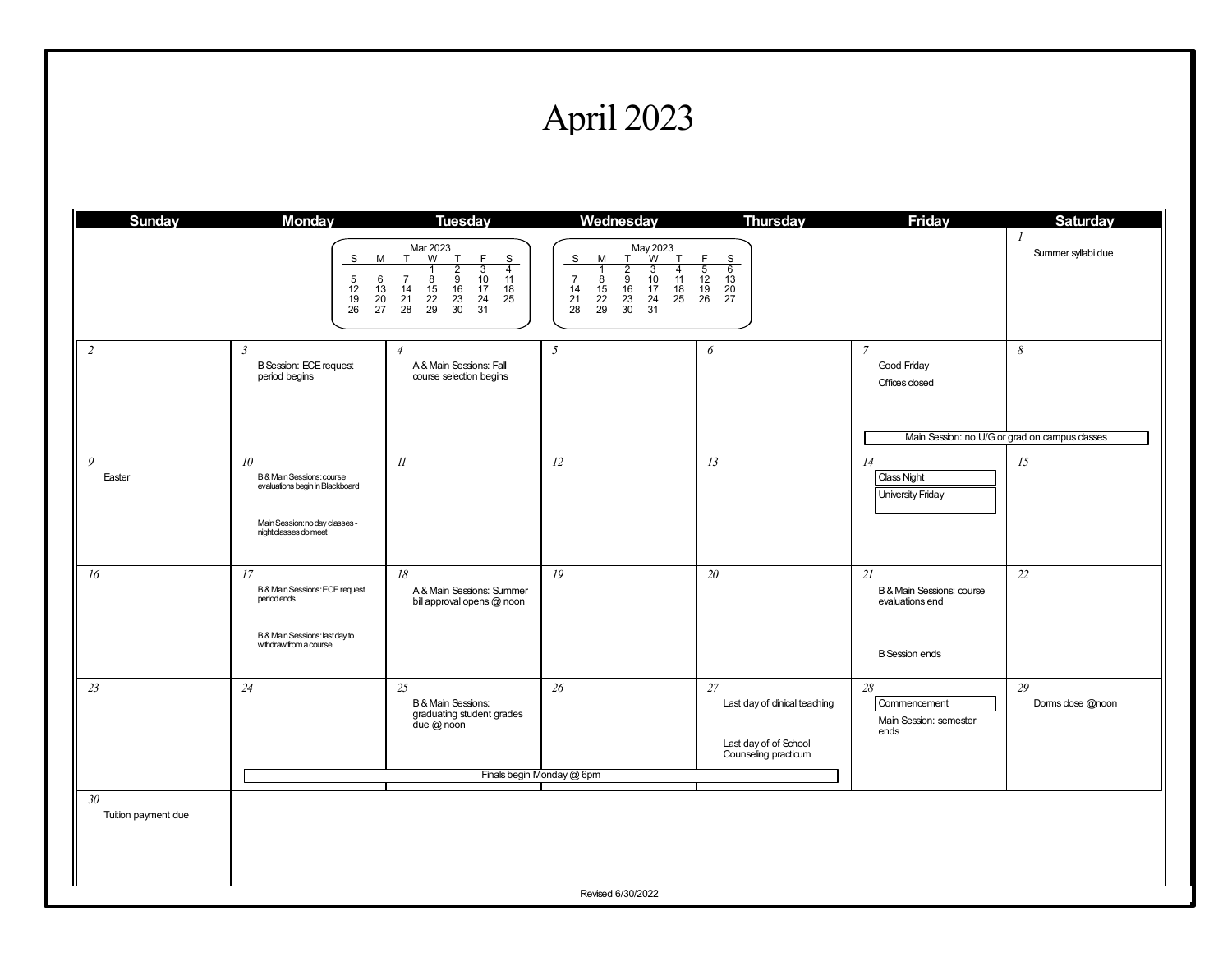# April 2023

| Sunday | Monday | Tuesday | Wednesday | Thursday | Friday | Saturday |
|---|---|---|---|---|---|---|
| | | | | | | 1<br>Summer syllabi due |
| 2 | 3<br>B Session: ECE request period begins | 4<br>A & Main Sessions: Fall course selection begins | 5 | 6 | 7<br>Good Friday<br>Offices closed<br>Main Session: no U/G or grad on campus classes | 8<br>Main Session: no U/G or grad on campus classes |
| 9<br>Easter | 10<br>B & Main Sessions: course evaluations begin in Blackboard<br>Main Session: no day classes - night classes do meet | 11 | 12 | 13 | 14<br>Class Night<br>University Friday | 15 |
| 16 | 17<br>B & Main Sessions: ECE request period ends<br>B & Main Sessions: last day to withdraw from a course | 18<br>A & Main Sessions: Summer bill approval opens @ noon | 19 | 20 | 21<br>B & Main Sessions: course evaluations end<br>B Session ends | 22 |
| 23 | 24<br>Finals begin Monday @ 6pm | 25<br>B & Main Sessions: graduating student grades due @ noon | 26 | 27<br>Last day of clinical teaching<br>Last day of of School Counseling practicum | 28<br>Commencement<br>Main Session: semester ends | 29<br>Dorms close @noon |
| 30<br>Tuition payment due | | | | | | |

**Mar 2023**

| S | M | T | W | T | F | S |
|---|---|---|---|---|---|---|
| | | | 1 | 2 | 3 | 4 |
| 5 | 6 | 7 | 8 | 9 | 10 | 11 |
| 12 | 13 | 14 | 15 | 16 | 17 | 18 |
| 19 | 20 | 21 | 22 | 23 | 24 | 25 |
| 26 | 27 | 28 | 29 | 30 | 31 | |

**May 2023**

| S | M | T | W | T | F | S |
|---|---|---|---|---|---|---|
| | 1 | 2 | 3 | 4 | 5 | 6 |
| 7 | 8 | 9 | 10 | 11 | 12 | 13 |
| 14 | 15 | 16 | 17 | 18 | 19 | 20 |
| 21 | 22 | 23 | 24 | 25 | 26 | 27 |
| 28 | 29 | 30 | 31 | | | |

Revised 6/30/2022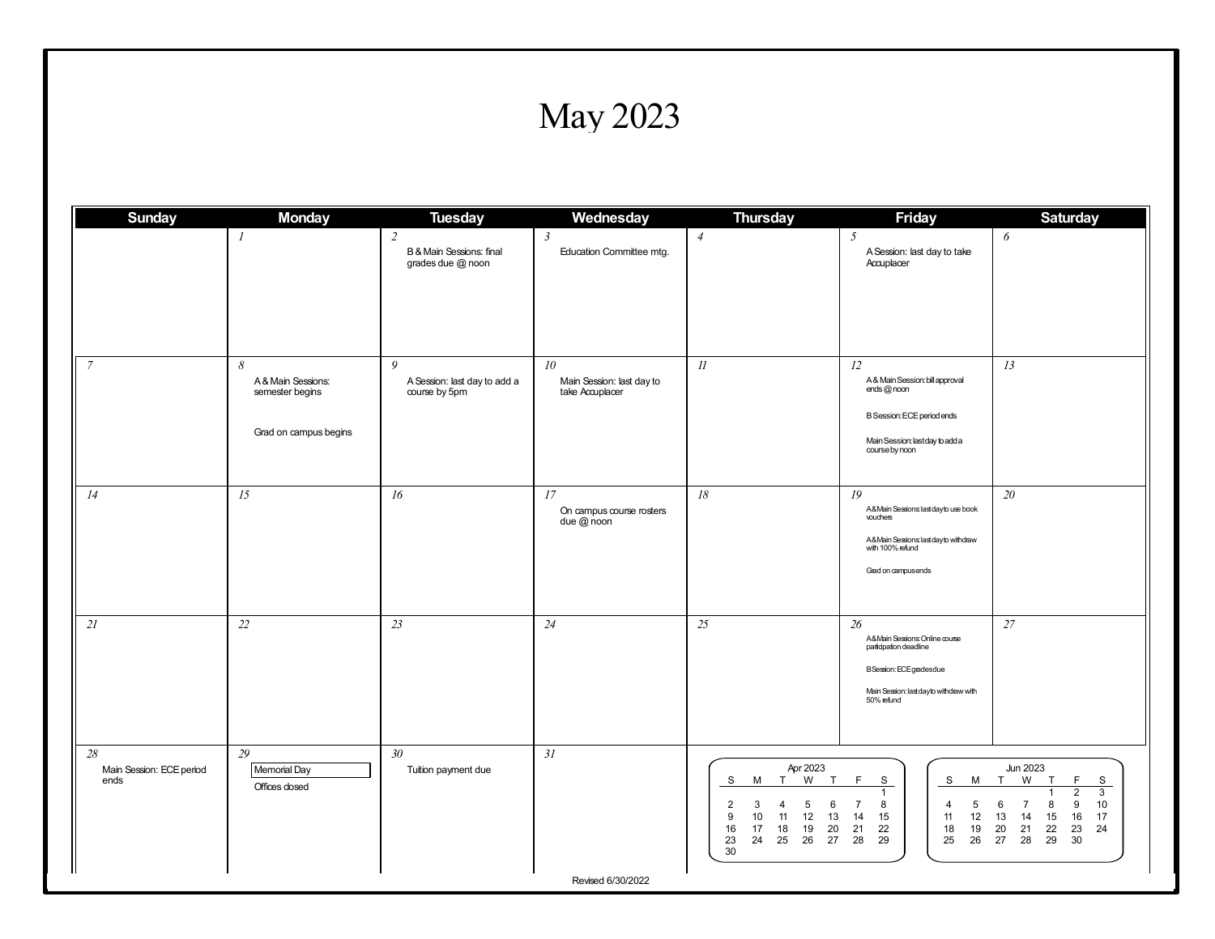# May 2023

| Sunday | Monday | Tuesday | Wednesday | Thursday | Friday | Saturday |
|---|---|---|---|---|---|---|
| | *1* | *2* B & Main Sessions: final grades due @ noon | *3* Education Committee mtg. | *4* | *5* A Session: last day to take Accuplacer | *6* |
| *7* | *8* A & Main Sessions: semester begins<br><br>Grad on campus begins | *9* A Session: last day to add a course by 5pm | *10* Main Session: last day to take Accuplacer | *11* | *12* A & Main Session: bill approval ends @ noon<br><br>B Session: ECE period ends<br><br>Main Session: last day to add a course by noon | *13* |
| *14* | *15* | *16* | *17* On campus course rosters due @ noon | *18* | *19* A&Main Sessions: last day to use book vouchers<br><br>A&Main Sessions: last day to withdraw with 100% refund<br><br>Grad on campus ends | *20* |
| *21* | *22* | *23* | *24* | *25* | *26* A&Main Sessions: Online course participation deadline<br><br>B Session: ECE grades due<br><br>Main Session: last day to withdraw with 50% refund | *27* |
| *28* Main Session: ECE period ends | *29* Memorial Day<br><br>Offices closed | *30* Tuition payment due | *31* | | | |

**Apr 2023**

| S | M | T | W | T | F | S |
|---|---|---|---|---|---|---|
| | | | | | | 1 |
| 2 | 3 | 4 | 5 | 6 | 7 | 8 |
| 9 | 10 | 11 | 12 | 13 | 14 | 15 |
| 16 | 17 | 18 | 19 | 20 | 21 | 22 |
| 23 | 24 | 25 | 26 | 27 | 28 | 29 |
| 30 | | | | | | |

**Jun 2023**

| S | M | T | W | T | F | S |
|---|---|---|---|---|---|---|
| | | | | 1 | 2 | 3 |
| 4 | 5 | 6 | 7 | 8 | 9 | 10 |
| 11 | 12 | 13 | 14 | 15 | 16 | 17 |
| 18 | 19 | 20 | 21 | 22 | 23 | 24 |
| 25 | 26 | 27 | 28 | 29 | 30 | |

Revised 6/30/2022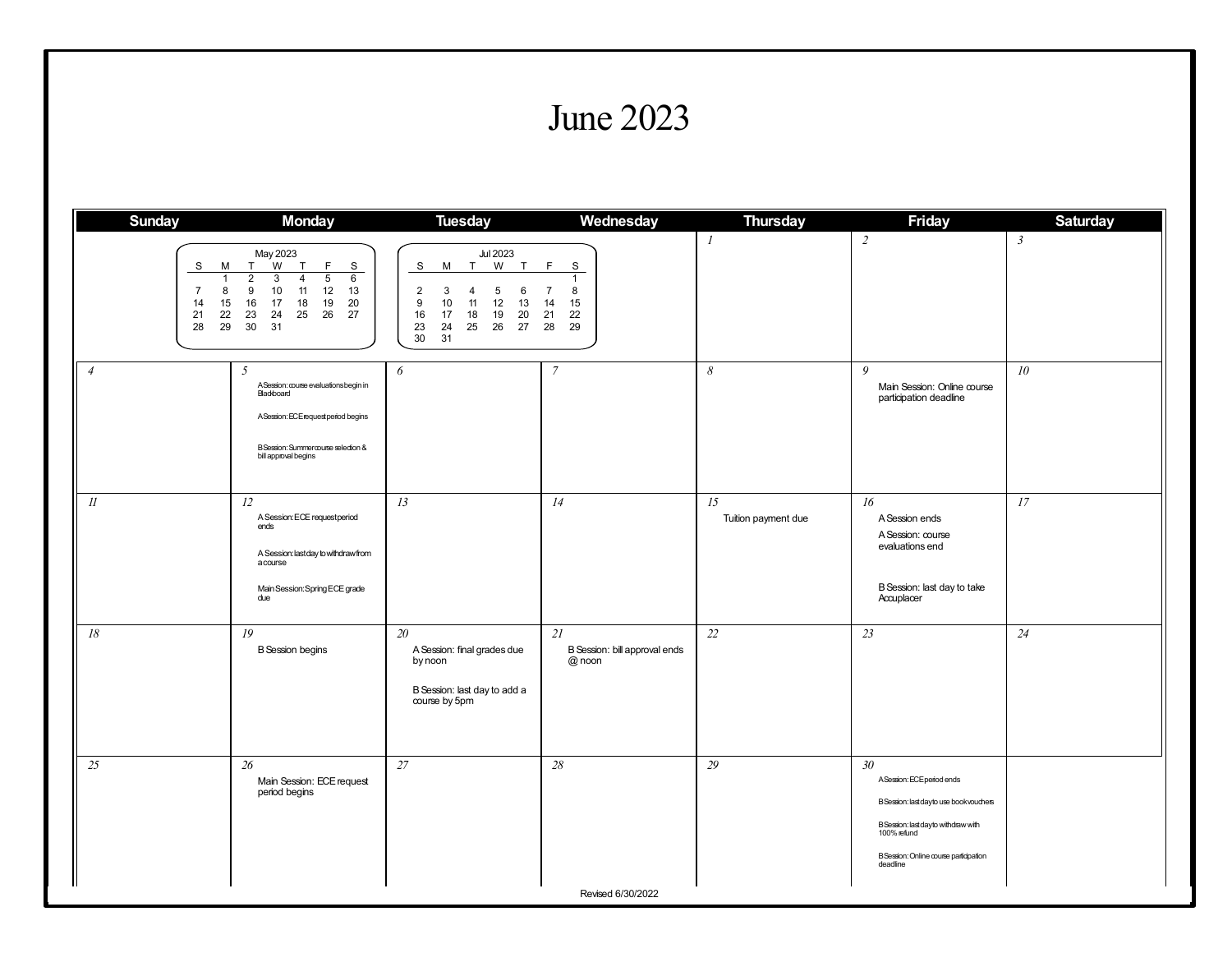# June 2023

| Sunday | Monday | Tuesday | Wednesday | Thursday | Friday | Saturday |
|---|---|---|---|---|---|---|
| | | | | 1 | 2 | 3 |
| 4 | 5<br>A Session: course evaluations begin in Blackboard<br>A Session: ECE request period begins<br>B Session: Summer course selection & bill approval begins | 6 | 7 | 8 | 9<br>Main Session: Online course participation deadline | 10 |
| 11 | 12<br>A Session: ECE request period ends<br>A Session: last day to withdraw from a course<br>Main Session: Spring ECE grade due | 13 | 14 | 15<br>Tuition payment due | 16<br>A Session ends<br>A Session: course evaluations end<br>B Session: last day to take Accuplacer | 17 |
| 18 | 19<br>B Session begins | 20<br>A Session: final grades due by noon<br>B Session: last day to add a course by 5pm | 21<br>B Session: bill approval ends @ noon | 22 | 23 | 24 |
| 25 | 26<br>Main Session: ECE request period begins | 27 | 28 | 29 | 30<br>A Session: ECE period ends<br>B Session: last day to use book vouchers<br>B Session: last day to withdraw with 100% refund<br>B Session: Online course participation deadline | |

**May 2023**

| S | M | T | W | T | F | S |
|---|---|---|---|---|---|---|
| | 1 | 2 | 3 | 4 | 5 | 6 |
| 7 | 8 | 9 | 10 | 11 | 12 | 13 |
| 14 | 15 | 16 | 17 | 18 | 19 | 20 |
| 21 | 22 | 23 | 24 | 25 | 26 | 27 |
| 28 | 29 | 30 | 31 | | | |

**Jul 2023**

| S | M | T | W | T | F | S |
|---|---|---|---|---|---|---|
| | | | | | | 1 |
| 2 | 3 | 4 | 5 | 6 | 7 | 8 |
| 9 | 10 | 11 | 12 | 13 | 14 | 15 |
| 16 | 17 | 18 | 19 | 20 | 21 | 22 |
| 23 | 24 | 25 | 26 | 27 | 28 | 29 |
| 30 | 31 | | | | | |

Revised 6/30/2022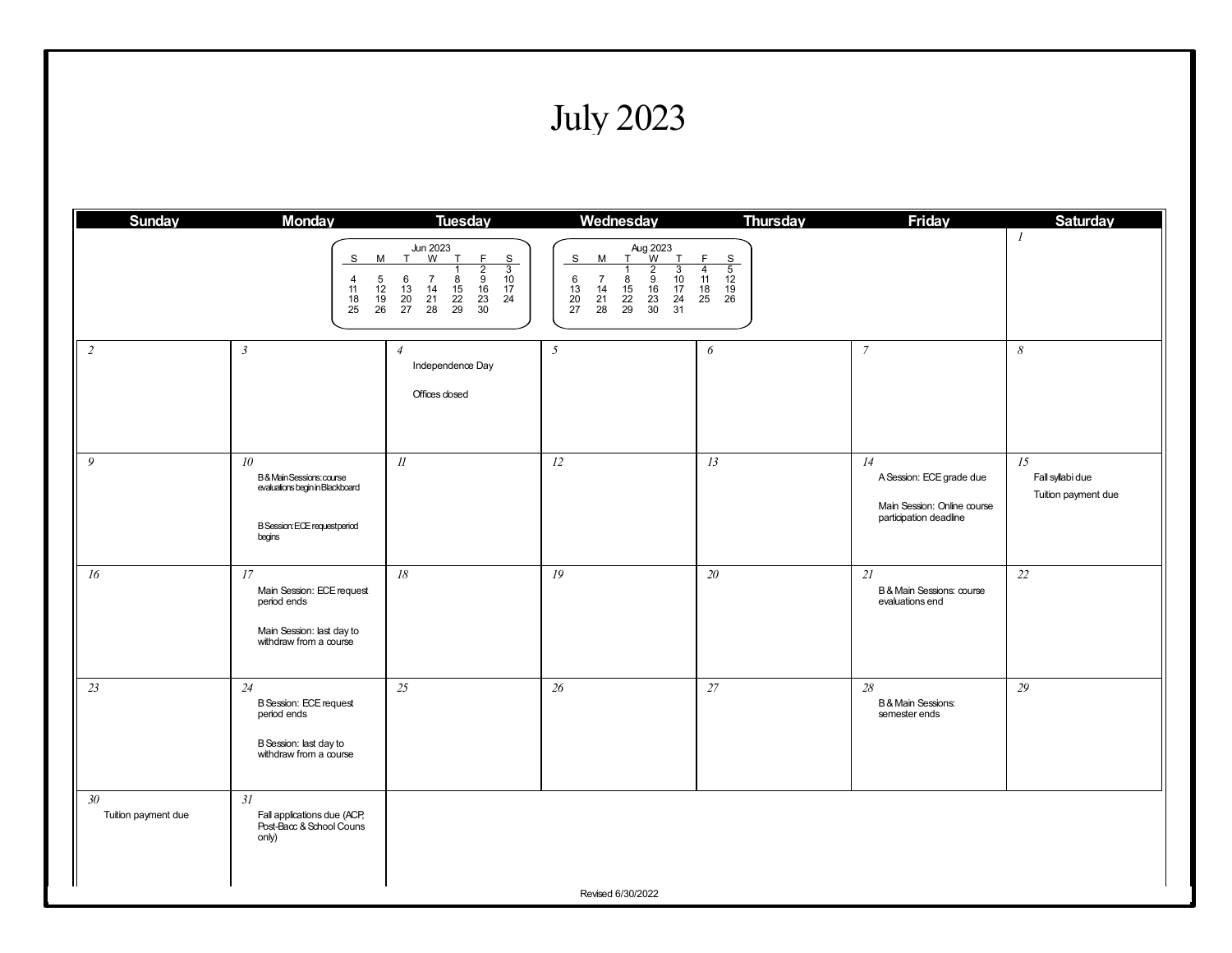# July 2023

| Sunday | Monday | Tuesday | Wednesday | Thursday | Friday | Saturday |
|---|---|---|---|---|---|---|
| | | | | | | 1 |
| 2 | 3 | 4<br>Independence Day<br>Offices closed | 5 | 6 | 7 | 8 |
| 9 | 10<br>B & Main Sessions: course evaluations begin in Blackboard<br>B Session: ECE request period begins | 11 | 12 | 13 | 14<br>A Session: ECE grade due<br>Main Session: Online course participation deadline | 15<br>Fall syllabi due<br>Tuition payment due |
| 16 | 17<br>Main Session: ECE request period ends<br>Main Session: last day to withdraw from a course | 18 | 19 | 20 | 21<br>B & Main Sessions: course evaluations end | 22 |
| 23 | 24<br>B Session: ECE request period ends<br>B Session: last day to withdraw from a course | 25 | 26 | 27 | 28<br>B & Main Sessions: semester ends | 29 |
| 30<br>Tuition payment due | 31<br>Fall applications due (ACP, Post-Bacc & School Couns only) | | | | | |

**Jun 2023**

| S | M | T | W | T | F | S |
|---|---|---|---|---|---|---|
| | | | | 1 | 2 | 3 |
| 4 | 5 | 6 | 7 | 8 | 9 | 10 |
| 11 | 12 | 13 | 14 | 15 | 16 | 17 |
| 18 | 19 | 20 | 21 | 22 | 23 | 24 |
| 25 | 26 | 27 | 28 | 29 | 30 | |

**Aug 2023**

| S | M | T | W | T | F | S |
|---|---|---|---|---|---|---|
| | | 1 | 2 | 3 | 4 | 5 |
| 6 | 7 | 8 | 9 | 10 | 11 | 12 |
| 13 | 14 | 15 | 16 | 17 | 18 | 19 |
| 20 | 21 | 22 | 23 | 24 | 25 | 26 |
| 27 | 28 | 29 | 30 | 31 | | |

Revised 6/30/2022